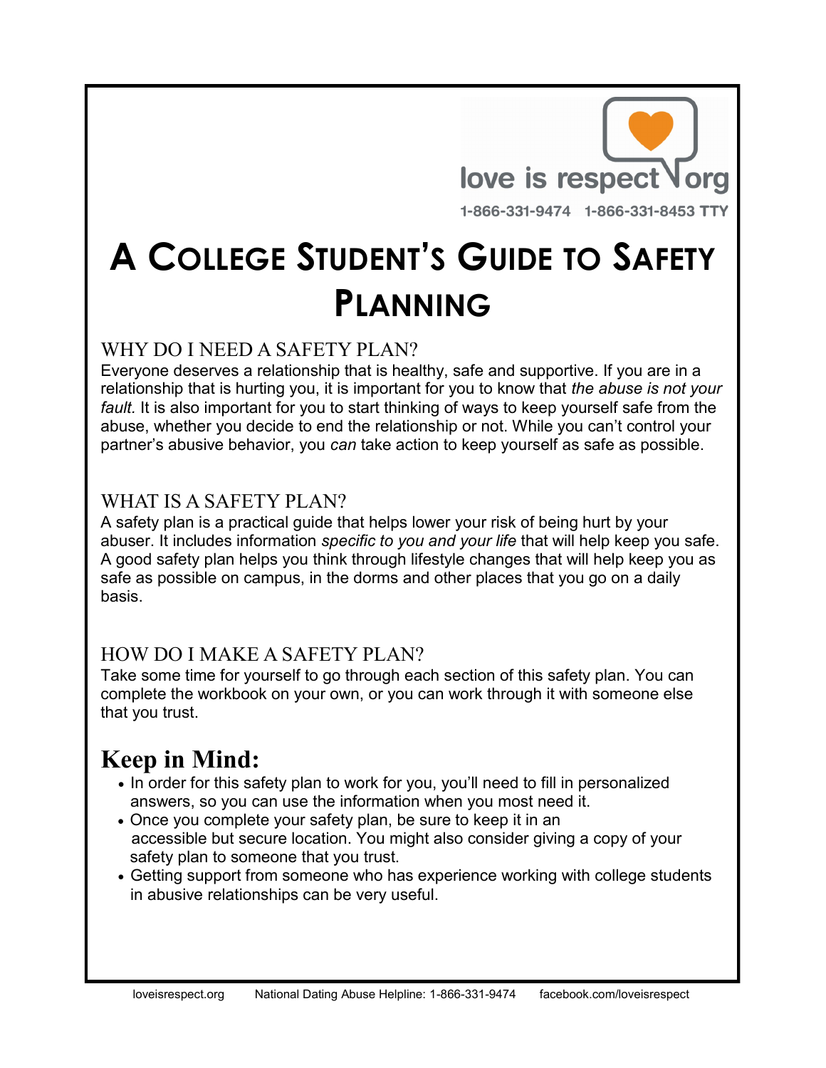loveisrespect.org

1-866-331-9474 1-866-331-8453 TTY

# A College Student's Guide to Safety Planning

## WHY DO I NEED A SAFETY PLAN?

Everyone deserves a relationship that is healthy, safe and supportive. If you are in a relationship that is hurting you, it is important for you to know that *the abuse is not your fault.* It is also important for you to start thinking of ways to keep yourself safe from the abuse, whether you decide to end the relationship or not. While you can't control your partner's abusive behavior, you *can* take action to keep yourself as safe as possible.

## WHAT IS A SAFETY PLAN?

A safety plan is a practical guide that helps lower your risk of being hurt by your abuser. It includes information *specific to you and your life* that will help keep you safe. A good safety plan helps you think through lifestyle changes that will help keep you as safe as possible on campus, in the dorms and other places that you go on a daily basis.

## HOW DO I MAKE A SAFETY PLAN?

Take some time for yourself to go through each section of this safety plan. You can complete the workbook on your own, or you can work through it with someone else that you trust.

## Keep in Mind:

- In order for this safety plan to work for you, you'll need to fill in personalized answers, so you can use the information when you most need it.
- Once you complete your safety plan, be sure to keep it in an accessible but secure location. You might also consider giving a copy of your safety plan to someone that you trust.
- Getting support from someone who has experience working with college students in abusive relationships can be very useful.

loveisrespect.org National Dating Abuse Helpline: 1-866-331-9474 facebook.com/loveisrespect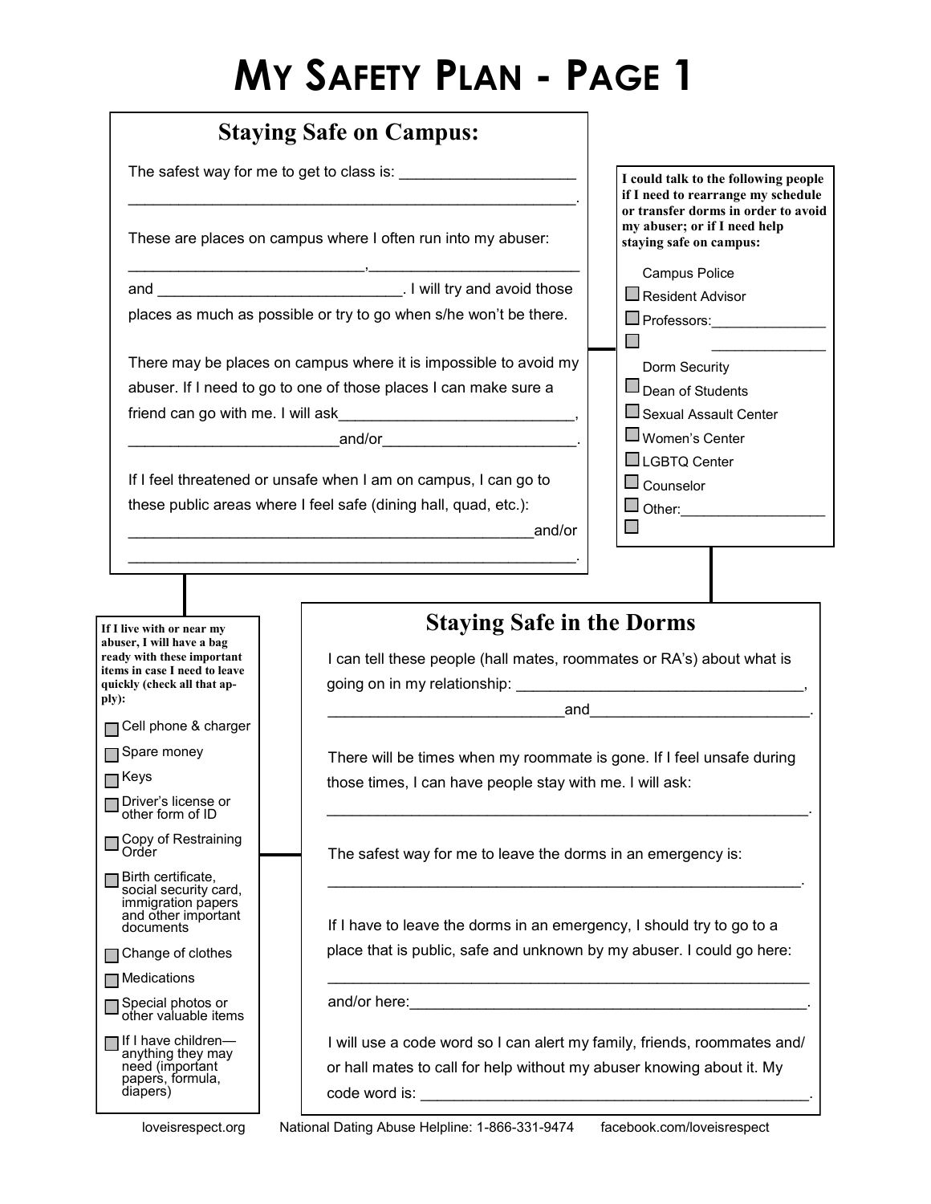# MY SAFETY PLAN - PAGE 1

## Staying Safe on Campus:

The safest way for me to get to class is: ____________________
______________________________________________________.

These are places on campus where I often run into my abuser:
___________________________,________________________
and ____________________________. I will try and avoid those places as much as possible or try to go when s/he won't be there.

There may be places on campus where it is impossible to avoid my abuser. If I need to go to one of those places I can make sure a friend can go with me. I will ask___________________________,
_________________________and/or______________________.

If I feel threatened or unsafe when I am on campus, I can go to these public areas where I feel safe (dining hall, quad, etc.):
________________________________________________and/or
______________________________________________________.

**I could talk to the following people if I need to rearrange my schedule or transfer dorms in order to avoid my abuser; or if I need help staying safe on campus:**

- Campus Police
- ☐ Resident Advisor
- ☐ Professors:______________
- ☐ ______________
- Dorm Security
- ☐ Dean of Students
- ☐ Sexual Assault Center
- ☐ Women's Center
- ☐ LGBTQ Center
- ☐ Counselor
- ☐ Other:_________________
- ☐

**If I live with or near my abuser, I will have a bag ready with these important items in case I need to leave quickly (check all that apply):**

- ☐ Cell phone & charger
- ☐ Spare money
- ☐ Keys
- ☐ Driver's license or other form of ID
- ☐ Copy of Restraining Order
- ☐ Birth certificate, social security card, immigration papers and other important documents
- ☐ Change of clothes
- ☐ Medications
- ☐ Special photos or other valuable items
- ☐ If I have children—anything they may need (important papers, formula, diapers)

## Staying Safe in the Dorms

I can tell these people (hall mates, roommates or RA's) about what is going on in my relationship: ________________________________,
____________________________and_________________________.

There will be times when my roommate is gone. If I feel unsafe during those times, I can have people stay with me. I will ask:
_________________________________________________________.

The safest way for me to leave the dorms in an emergency is:
_________________________________________________________.

If I have to leave the dorms in an emergency, I should try to go to a place that is public, safe and unknown by my abuser. I could go here:
_________________________________________________________
and/or here:_______________________________________________.

I will use a code word so I can alert my family, friends, roommates and/or hall mates to call for help without my abuser knowing about it. My code word is: _____________________________________________.

loveisrespect.org National Dating Abuse Helpline: 1-866-331-9474 facebook.com/loveisrespect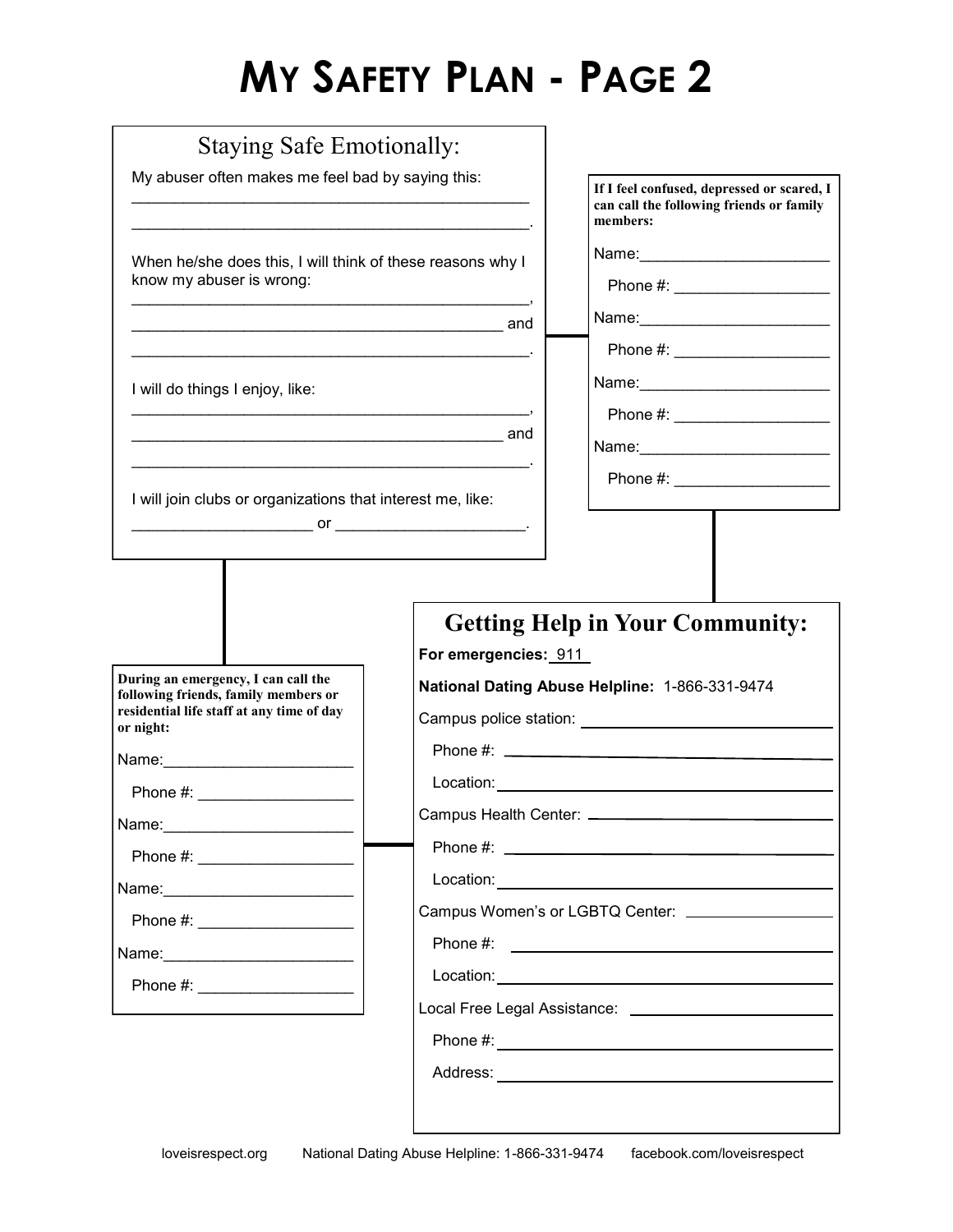# My Safety Plan - Page 2

## Staying Safe Emotionally:

My abuser often makes me feel bad by saying this:

_______________________________________________

_______________________________________________.

When he/she does this, I will think of these reasons why I know my abuser is wrong:

_______________________________________________,

____________________________________________ and

_______________________________________________.

I will do things I enjoy, like:

_______________________________________________,

____________________________________________ and

_______________________________________________.

I will join clubs or organizations that interest me, like:

_____________________ or _____________________.

**If I feel confused, depressed or scared, I can call the following friends or family members:**

Name:______________________

Phone #: _________________

Name:______________________

Phone #: _________________

Name:______________________

Phone #: _________________

Name:______________________

Phone #: _________________

**During an emergency, I can call the following friends, family members or residential life staff at any time of day or night:**

Name:______________________

Phone #: _________________

Name:______________________

Phone #: _________________

Name:______________________

Phone #: _________________

Name:______________________

Phone #: _________________

## Getting Help in Your Community:

**For emergencies:** 911

**National Dating Abuse Helpline:** 1-866-331-9474

Campus police station: ____________________

Phone #: ____________________

Location: ____________________

Campus Health Center: ____________________

Phone #: ____________________

Location: ____________________

Campus Women's or LGBTQ Center: ____________________

Phone #: ____________________

Location: ____________________

Local Free Legal Assistance: ____________________

Phone #: ____________________

Address: ____________________

loveisrespect.org National Dating Abuse Helpline: 1-866-331-9474 facebook.com/loveisrespect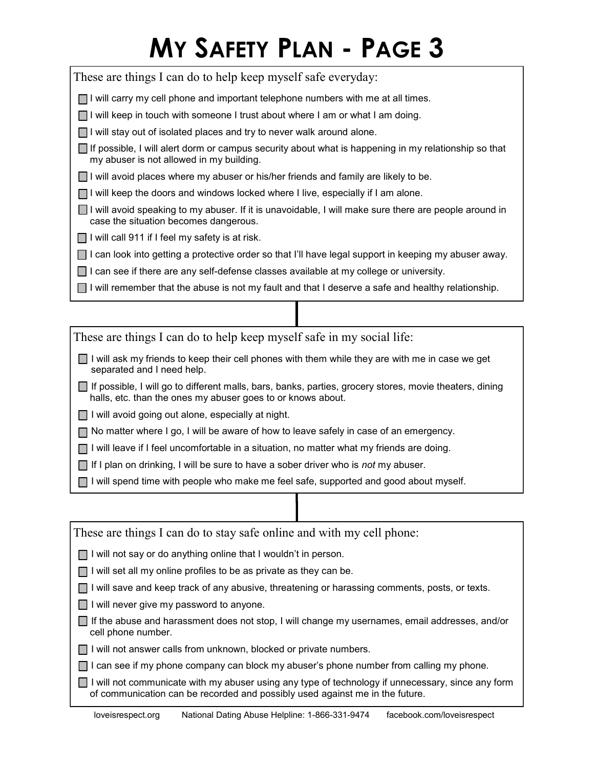# My Safety Plan - Page 3

These are things I can do to help keep myself safe everyday:

- [ ] I will carry my cell phone and important telephone numbers with me at all times.
- [ ] I will keep in touch with someone I trust about where I am or what I am doing.
- [ ] I will stay out of isolated places and try to never walk around alone.
- [ ] If possible, I will alert dorm or campus security about what is happening in my relationship so that my abuser is not allowed in my building.
- [ ] I will avoid places where my abuser or his/her friends and family are likely to be.
- [ ] I will keep the doors and windows locked where I live, especially if I am alone.
- [ ] I will avoid speaking to my abuser. If it is unavoidable, I will make sure there are people around in case the situation becomes dangerous.
- [ ] I will call 911 if I feel my safety is at risk.
- [ ] I can look into getting a protective order so that I'll have legal support in keeping my abuser away.
- [ ] I can see if there are any self-defense classes available at my college or university.
- [ ] I will remember that the abuse is not my fault and that I deserve a safe and healthy relationship.

These are things I can do to help keep myself safe in my social life:

- [ ] I will ask my friends to keep their cell phones with them while they are with me in case we get separated and I need help.
- [ ] If possible, I will go to different malls, bars, banks, parties, grocery stores, movie theaters, dining halls, etc. than the ones my abuser goes to or knows about.
- [ ] I will avoid going out alone, especially at night.
- [ ] No matter where I go, I will be aware of how to leave safely in case of an emergency.
- [ ] I will leave if I feel uncomfortable in a situation, no matter what my friends are doing.
- [ ] If I plan on drinking, I will be sure to have a sober driver who is *not* my abuser.
- [ ] I will spend time with people who make me feel safe, supported and good about myself.

These are things I can do to stay safe online and with my cell phone:

- [ ] I will not say or do anything online that I wouldn't in person.
- [ ] I will set all my online profiles to be as private as they can be.
- [ ] I will save and keep track of any abusive, threatening or harassing comments, posts, or texts.
- [ ] I will never give my password to anyone.
- [ ] If the abuse and harassment does not stop, I will change my usernames, email addresses, and/or cell phone number.
- [ ] I will not answer calls from unknown, blocked or private numbers.
- [ ] I can see if my phone company can block my abuser's phone number from calling my phone.
- [ ] I will not communicate with my abuser using any type of technology if unnecessary, since any form of communication can be recorded and possibly used against me in the future.

loveisrespect.org National Dating Abuse Helpline: 1-866-331-9474 facebook.com/loveisrespect